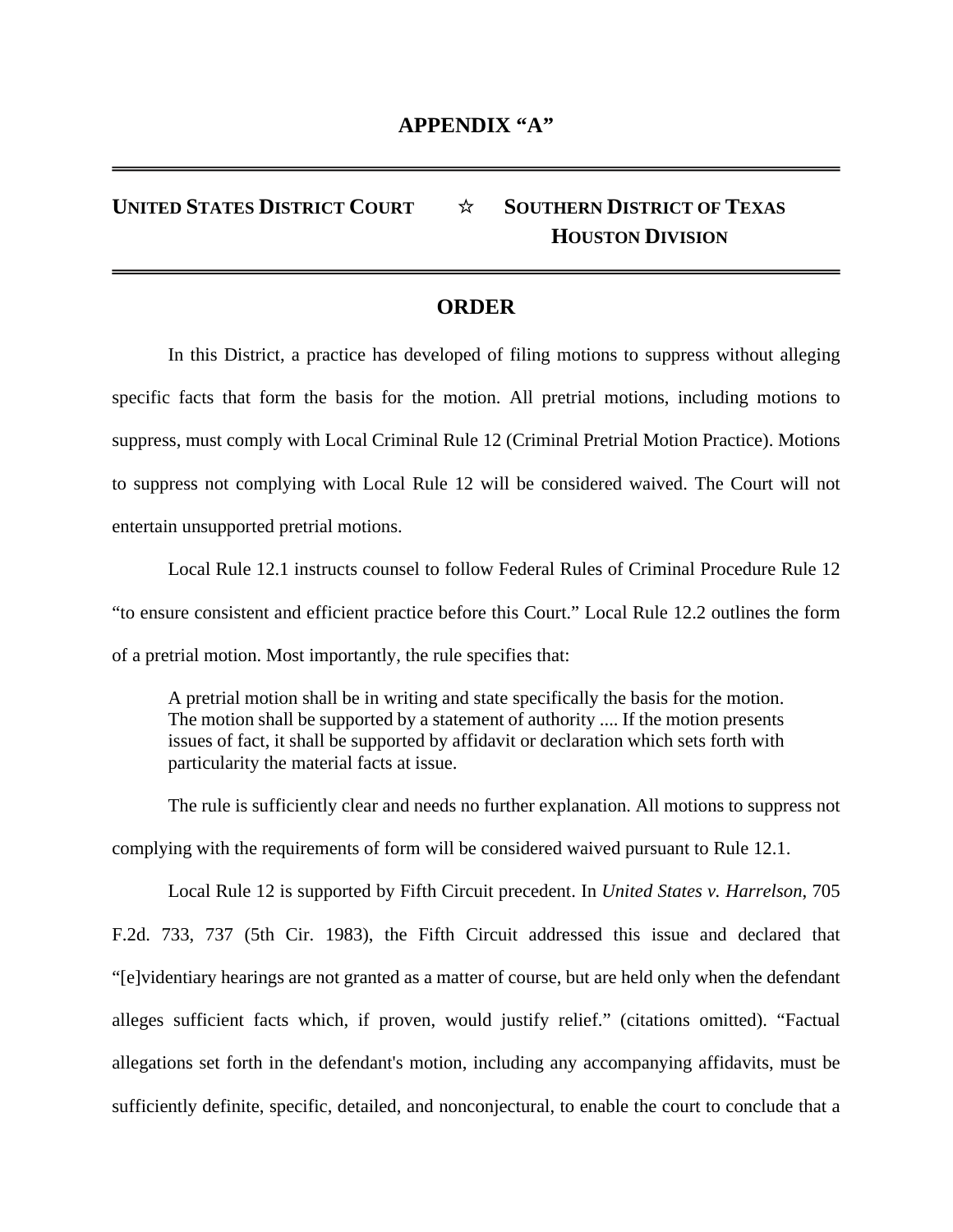# APPENDIX "A"

**UNITED STATES DISTRICT COURT ☆ SOUTHERN DISTRICT OF TEXAS**
**HOUSTON DIVISION**

## ORDER

In this District, a practice has developed of filing motions to suppress without alleging specific facts that form the basis for the motion. All pretrial motions, including motions to suppress, must comply with Local Criminal Rule 12 (Criminal Pretrial Motion Practice). Motions to suppress not complying with Local Rule 12 will be considered waived. The Court will not entertain unsupported pretrial motions.

Local Rule 12.1 instructs counsel to follow Federal Rules of Criminal Procedure Rule 12 "to ensure consistent and efficient practice before this Court." Local Rule 12.2 outlines the form of a pretrial motion. Most importantly, the rule specifies that:

> A pretrial motion shall be in writing and state specifically the basis for the motion. The motion shall be supported by a statement of authority .... If the motion presents issues of fact, it shall be supported by affidavit or declaration which sets forth with particularity the material facts at issue.

The rule is sufficiently clear and needs no further explanation. All motions to suppress not complying with the requirements of form will be considered waived pursuant to Rule 12.1.

Local Rule 12 is supported by Fifth Circuit precedent. In *United States v. Harrelson*, 705 F.2d. 733, 737 (5th Cir. 1983), the Fifth Circuit addressed this issue and declared that "[e]videntiary hearings are not granted as a matter of course, but are held only when the defendant alleges sufficient facts which, if proven, would justify relief." (citations omitted). "Factual allegations set forth in the defendant's motion, including any accompanying affidavits, must be sufficiently definite, specific, detailed, and nonconjectural, to enable the court to conclude that a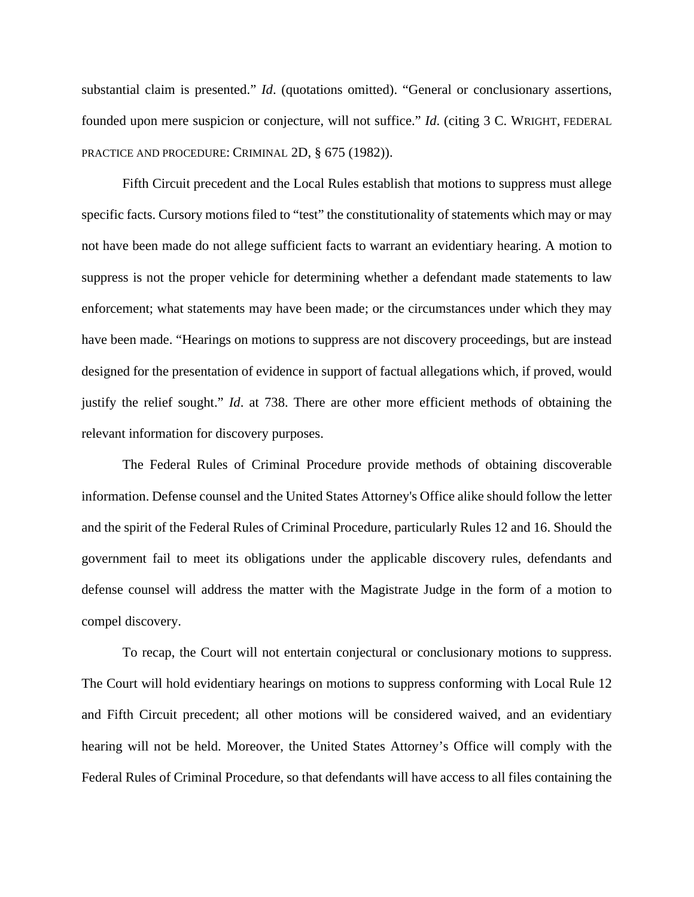substantial claim is presented." *Id*. (quotations omitted). "General or conclusionary assertions, founded upon mere suspicion or conjecture, will not suffice." *Id.* (citing 3 C. WRIGHT, FEDERAL PRACTICE AND PROCEDURE: CRIMINAL 2D, § 675 (1982)).

Fifth Circuit precedent and the Local Rules establish that motions to suppress must allege specific facts. Cursory motions filed to "test" the constitutionality of statements which may or may not have been made do not allege sufficient facts to warrant an evidentiary hearing. A motion to suppress is not the proper vehicle for determining whether a defendant made statements to law enforcement; what statements may have been made; or the circumstances under which they may have been made. "Hearings on motions to suppress are not discovery proceedings, but are instead designed for the presentation of evidence in support of factual allegations which, if proved, would justify the relief sought." *Id*. at 738. There are other more efficient methods of obtaining the relevant information for discovery purposes.

The Federal Rules of Criminal Procedure provide methods of obtaining discoverable information. Defense counsel and the United States Attorney's Office alike should follow the letter and the spirit of the Federal Rules of Criminal Procedure, particularly Rules 12 and 16. Should the government fail to meet its obligations under the applicable discovery rules, defendants and defense counsel will address the matter with the Magistrate Judge in the form of a motion to compel discovery.

To recap, the Court will not entertain conjectural or conclusionary motions to suppress. The Court will hold evidentiary hearings on motions to suppress conforming with Local Rule 12 and Fifth Circuit precedent; all other motions will be considered waived, and an evidentiary hearing will not be held. Moreover, the United States Attorney's Office will comply with the Federal Rules of Criminal Procedure, so that defendants will have access to all files containing the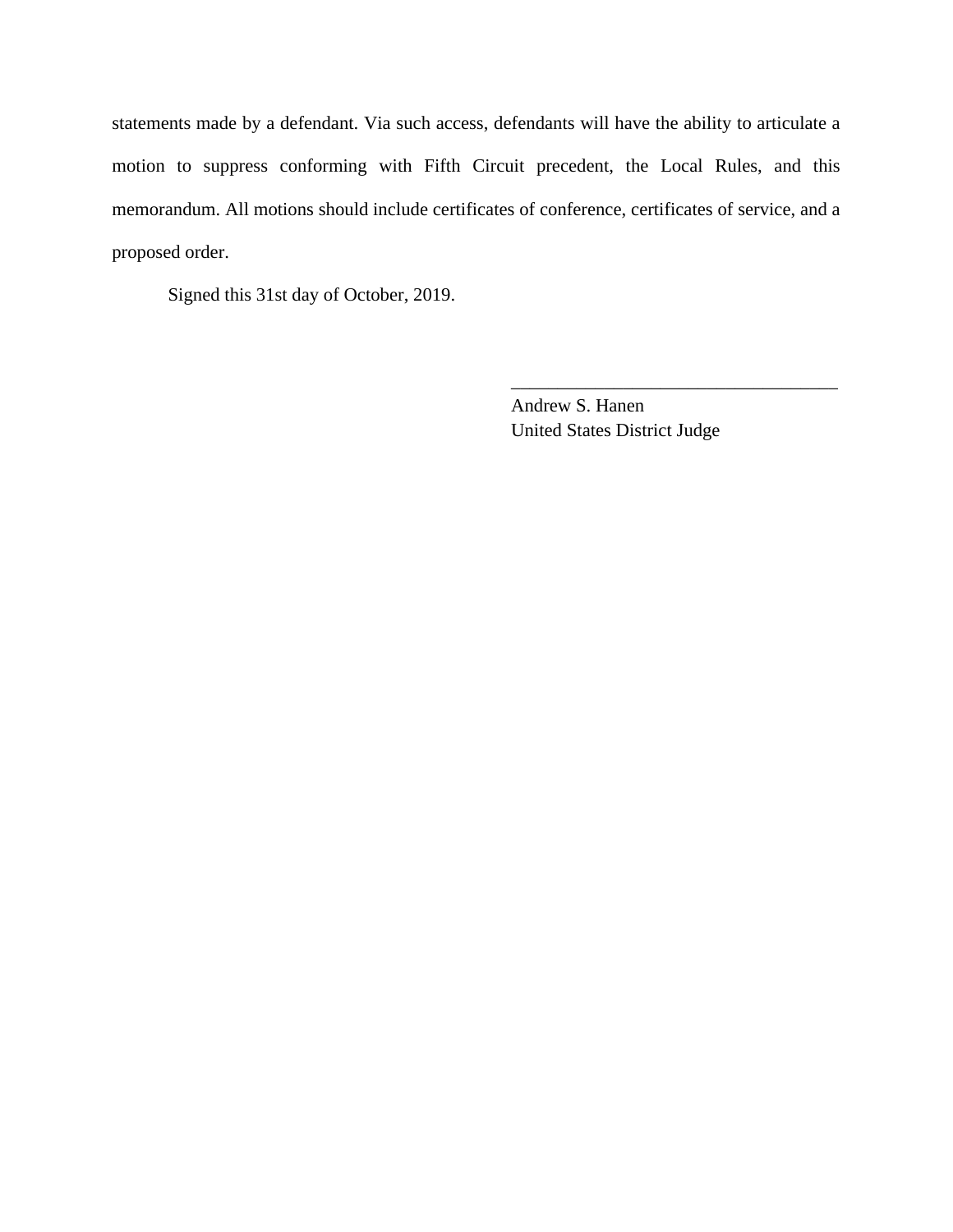statements made by a defendant. Via such access, defendants will have the ability to articulate a motion to suppress conforming with Fifth Circuit precedent, the Local Rules, and this memorandum. All motions should include certificates of conference, certificates of service, and a proposed order.

Signed this 31st day of October, 2019.

\_\_\_\_\_\_\_\_\_\_\_\_\_\_\_\_\_\_\_\_\_\_\_\_\_\_\_\_\_\_\_\_\_\_\_\_

Andrew S. Hanen
United States District Judge